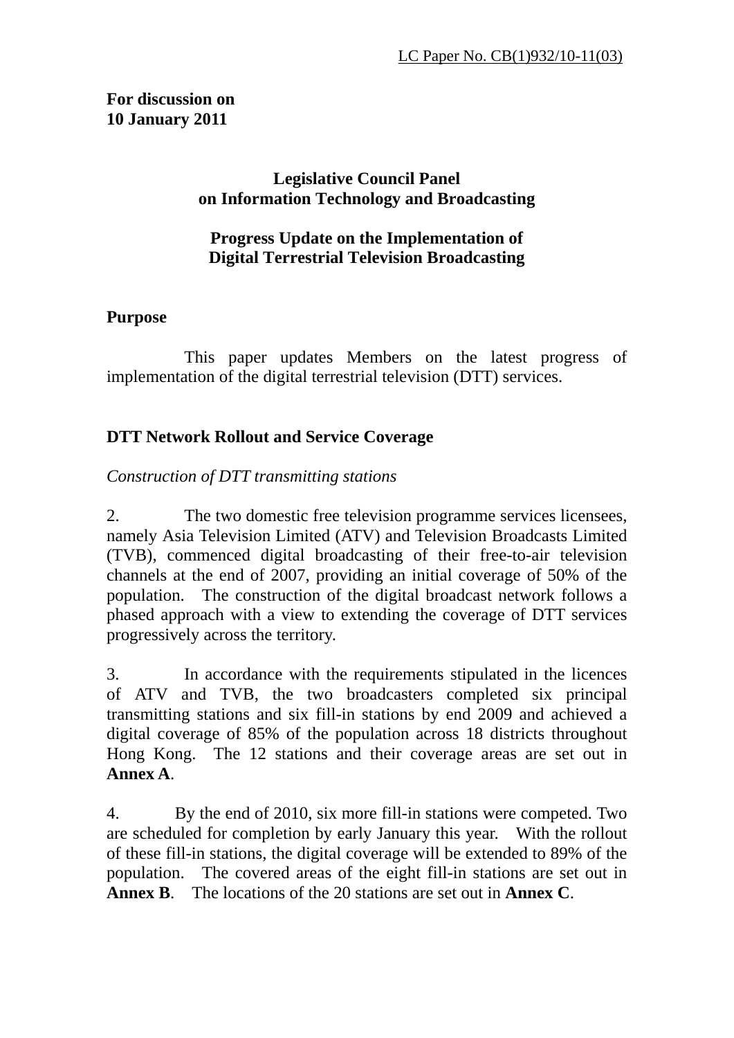LC Paper No. CB(1)932/10-11(03)

**For discussion on**
**10 January 2011**

**Legislative Council Panel**
**on Information Technology and Broadcasting**

**Progress Update on the Implementation of**
**Digital Terrestrial Television Broadcasting**

## Purpose

This paper updates Members on the latest progress of implementation of the digital terrestrial television (DTT) services.

## DTT Network Rollout and Service Coverage

*Construction of DTT transmitting stations*

2. The two domestic free television programme services licensees, namely Asia Television Limited (ATV) and Television Broadcasts Limited (TVB), commenced digital broadcasting of their free-to-air television channels at the end of 2007, providing an initial coverage of 50% of the population. The construction of the digital broadcast network follows a phased approach with a view to extending the coverage of DTT services progressively across the territory.

3. In accordance with the requirements stipulated in the licences of ATV and TVB, the two broadcasters completed six principal transmitting stations and six fill-in stations by end 2009 and achieved a digital coverage of 85% of the population across 18 districts throughout Hong Kong. The 12 stations and their coverage areas are set out in **Annex A**.

4. By the end of 2010, six more fill-in stations were competed. Two are scheduled for completion by early January this year. With the rollout of these fill-in stations, the digital coverage will be extended to 89% of the population. The covered areas of the eight fill-in stations are set out in **Annex B**. The locations of the 20 stations are set out in **Annex C**.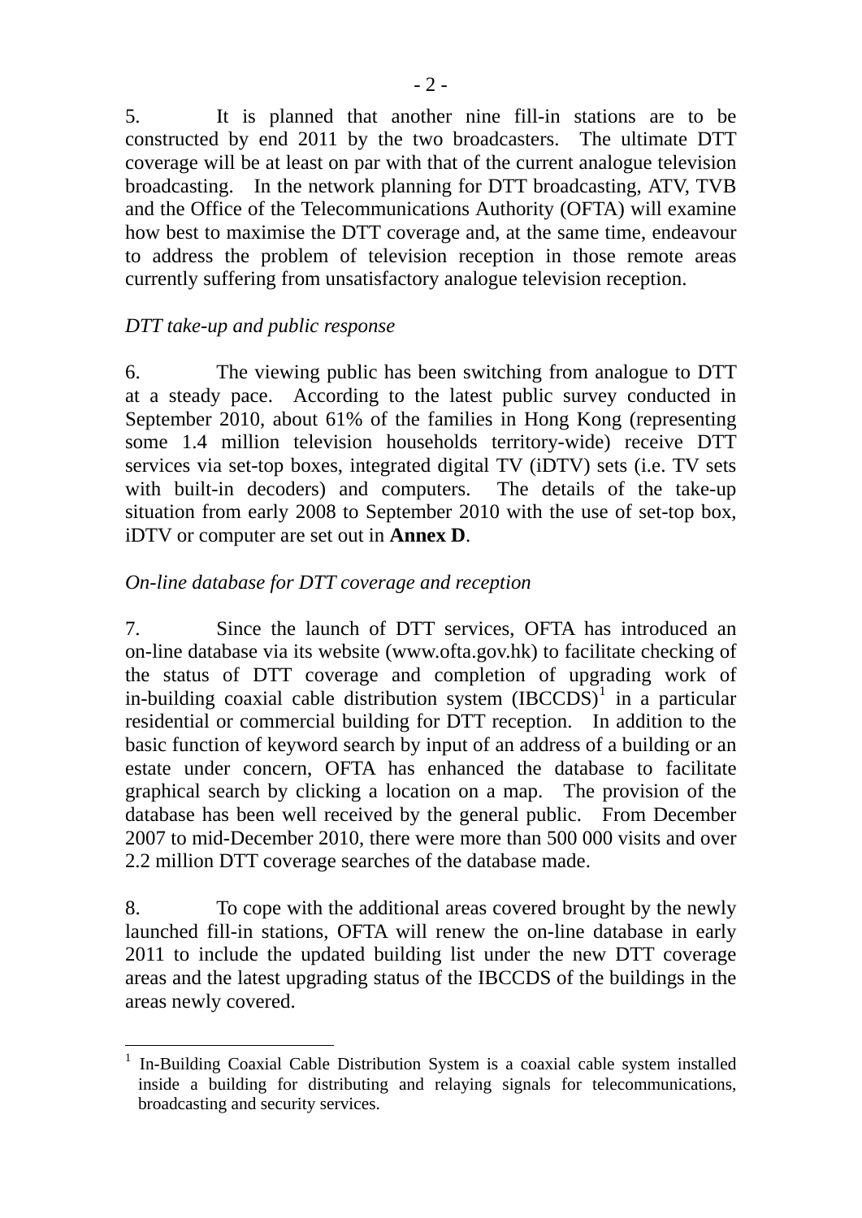5. It is planned that another nine fill-in stations are to be constructed by end 2011 by the two broadcasters. The ultimate DTT coverage will be at least on par with that of the current analogue television broadcasting. In the network planning for DTT broadcasting, ATV, TVB and the Office of the Telecommunications Authority (OFTA) will examine how best to maximise the DTT coverage and, at the same time, endeavour to address the problem of television reception in those remote areas currently suffering from unsatisfactory analogue television reception.

*DTT take-up and public response*

6. The viewing public has been switching from analogue to DTT at a steady pace. According to the latest public survey conducted in September 2010, about 61% of the families in Hong Kong (representing some 1.4 million television households territory-wide) receive DTT services via set-top boxes, integrated digital TV (iDTV) sets (i.e. TV sets with built-in decoders) and computers. The details of the take-up situation from early 2008 to September 2010 with the use of set-top box, iDTV or computer are set out in **Annex D**.

*On-line database for DTT coverage and reception*

7. Since the launch of DTT services, OFTA has introduced an on-line database via its website (www.ofta.gov.hk) to facilitate checking of the status of DTT coverage and completion of upgrading work of in-building coaxial cable distribution system (IBCCDS)[1] in a particular residential or commercial building for DTT reception. In addition to the basic function of keyword search by input of an address of a building or an estate under concern, OFTA has enhanced the database to facilitate graphical search by clicking a location on a map. The provision of the database has been well received by the general public. From December 2007 to mid-December 2010, there were more than 500 000 visits and over 2.2 million DTT coverage searches of the database made.

8. To cope with the additional areas covered brought by the newly launched fill-in stations, OFTA will renew the on-line database in early 2011 to include the updated building list under the new DTT coverage areas and the latest upgrading status of the IBCCDS of the buildings in the areas newly covered.

---

[1] In-Building Coaxial Cable Distribution System is a coaxial cable system installed inside a building for distributing and relaying signals for telecommunications, broadcasting and security services.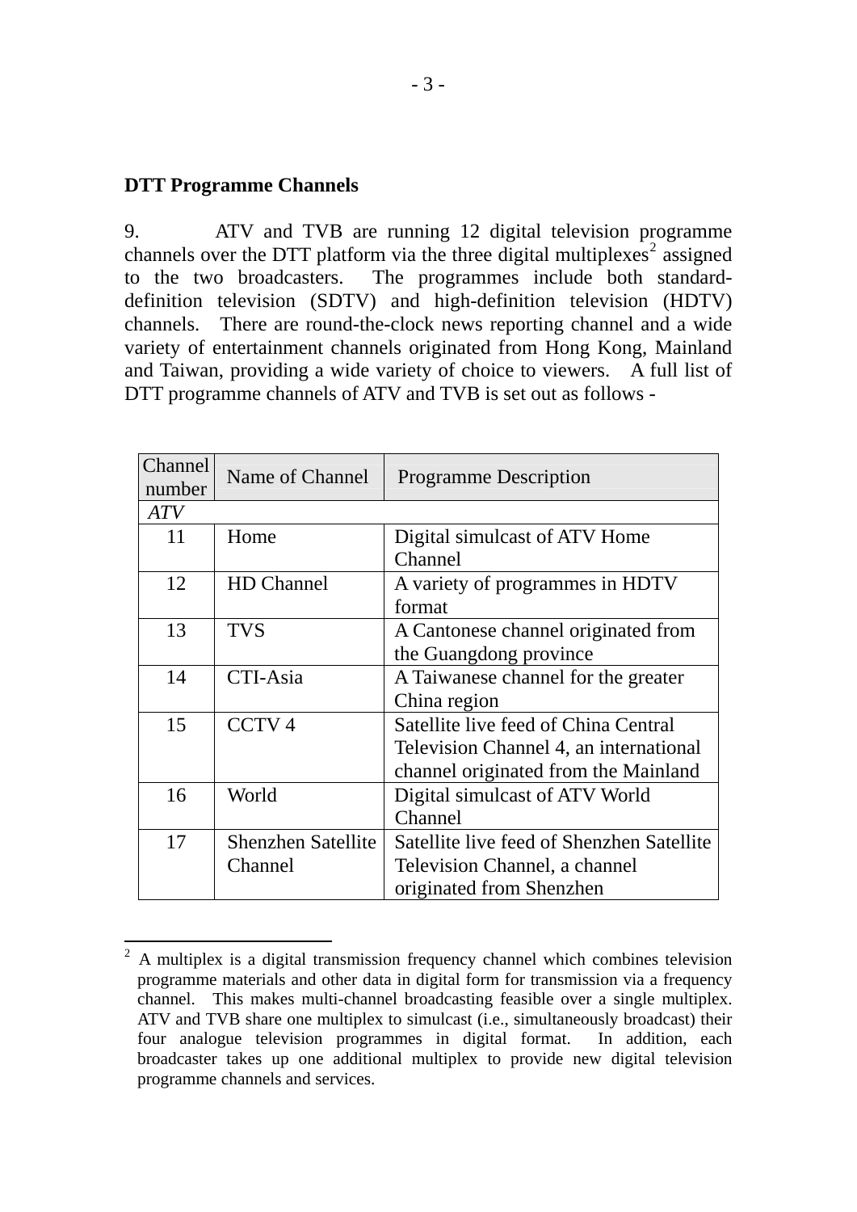**DTT Programme Channels**

9. ATV and TVB are running 12 digital television programme channels over the DTT platform via the three digital multiplexes[2] assigned to the two broadcasters. The programmes include both standard-definition television (SDTV) and high-definition television (HDTV) channels. There are round-the-clock news reporting channel and a wide variety of entertainment channels originated from Hong Kong, Mainland and Taiwan, providing a wide variety of choice to viewers. A full list of DTT programme channels of ATV and TVB is set out as follows -

| Channel number | Name of Channel | Programme Description |
|---|---|---|
| *ATV* | | |
| 11 | Home | Digital simulcast of ATV Home Channel |
| 12 | HD Channel | A variety of programmes in HDTV format |
| 13 | TVS | A Cantonese channel originated from the Guangdong province |
| 14 | CTI-Asia | A Taiwanese channel for the greater China region |
| 15 | CCTV 4 | Satellite live feed of China Central Television Channel 4, an international channel originated from the Mainland |
| 16 | World | Digital simulcast of ATV World Channel |
| 17 | Shenzhen Satellite Channel | Satellite live feed of Shenzhen Satellite Television Channel, a channel originated from Shenzhen |

[2] A multiplex is a digital transmission frequency channel which combines television programme materials and other data in digital form for transmission via a frequency channel. This makes multi-channel broadcasting feasible over a single multiplex. ATV and TVB share one multiplex to simulcast (i.e., simultaneously broadcast) their four analogue television programmes in digital format. In addition, each broadcaster takes up one additional multiplex to provide new digital television programme channels and services.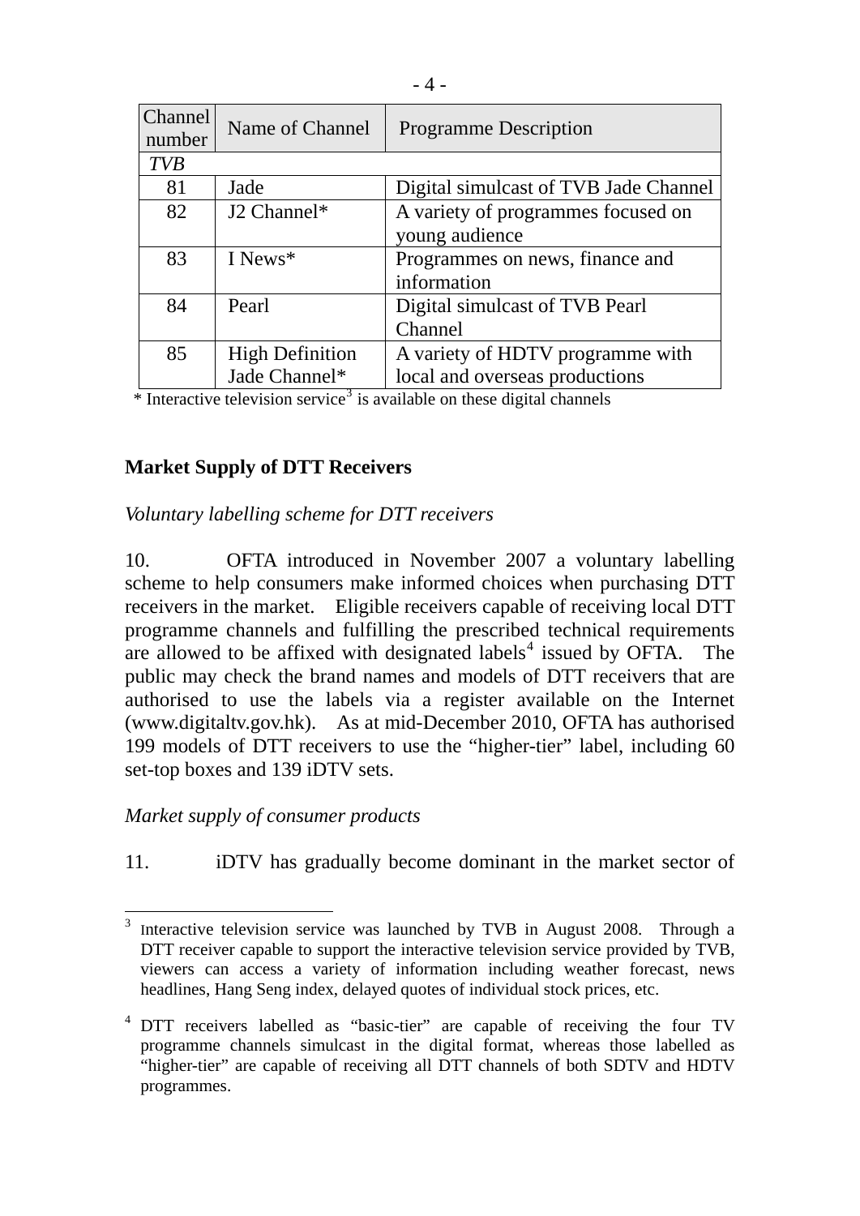| Channel number | Name of Channel | Programme Description |
|---|---|---|
| *TVB* | | |
| 81 | Jade | Digital simulcast of TVB Jade Channel |
| 82 | J2 Channel* | A variety of programmes focused on young audience |
| 83 | I News* | Programmes on news, finance and information |
| 84 | Pearl | Digital simulcast of TVB Pearl Channel |
| 85 | High Definition Jade Channel* | A variety of HDTV programme with local and overseas productions |

* Interactive television service[3] is available on these digital channels

## Market Supply of DTT Receivers

*Voluntary labelling scheme for DTT receivers*

10. OFTA introduced in November 2007 a voluntary labelling scheme to help consumers make informed choices when purchasing DTT receivers in the market. Eligible receivers capable of receiving local DTT programme channels and fulfilling the prescribed technical requirements are allowed to be affixed with designated labels[4] issued by OFTA. The public may check the brand names and models of DTT receivers that are authorised to use the labels via a register available on the Internet (www.digitaltv.gov.hk). As at mid-December 2010, OFTA has authorised 199 models of DTT receivers to use the "higher-tier" label, including 60 set-top boxes and 139 iDTV sets.

*Market supply of consumer products*

11. iDTV has gradually become dominant in the market sector of

---

[3] Interactive television service was launched by TVB in August 2008. Through a DTT receiver capable to support the interactive television service provided by TVB, viewers can access a variety of information including weather forecast, news headlines, Hang Seng index, delayed quotes of individual stock prices, etc.

[4] DTT receivers labelled as "basic-tier" are capable of receiving the four TV programme channels simulcast in the digital format, whereas those labelled as "higher-tier" are capable of receiving all DTT channels of both SDTV and HDTV programmes.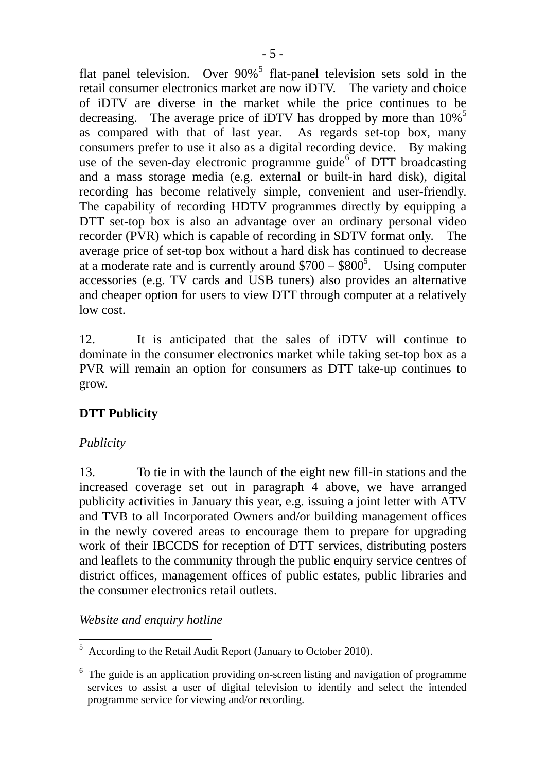flat panel television. Over 90%[5] flat-panel television sets sold in the retail consumer electronics market are now iDTV. The variety and choice of iDTV are diverse in the market while the price continues to be decreasing. The average price of iDTV has dropped by more than 10%[5] as compared with that of last year. As regards set-top box, many consumers prefer to use it also as a digital recording device. By making use of the seven-day electronic programme guide[6] of DTT broadcasting and a mass storage media (e.g. external or built-in hard disk), digital recording has become relatively simple, convenient and user-friendly. The capability of recording HDTV programmes directly by equipping a DTT set-top box is also an advantage over an ordinary personal video recorder (PVR) which is capable of recording in SDTV format only. The average price of set-top box without a hard disk has continued to decrease at a moderate rate and is currently around $700 – $800[5]. Using computer accessories (e.g. TV cards and USB tuners) also provides an alternative and cheaper option for users to view DTT through computer at a relatively low cost.

12. It is anticipated that the sales of iDTV will continue to dominate in the consumer electronics market while taking set-top box as a PVR will remain an option for consumers as DTT take-up continues to grow.

**DTT Publicity**

*Publicity*

13. To tie in with the launch of the eight new fill-in stations and the increased coverage set out in paragraph 4 above, we have arranged publicity activities in January this year, e.g. issuing a joint letter with ATV and TVB to all Incorporated Owners and/or building management offices in the newly covered areas to encourage them to prepare for upgrading work of their IBCCDS for reception of DTT services, distributing posters and leaflets to the community through the public enquiry service centres of district offices, management offices of public estates, public libraries and the consumer electronics retail outlets.

*Website and enquiry hotline*

---

[5] According to the Retail Audit Report (January to October 2010).

[6] The guide is an application providing on-screen listing and navigation of programme services to assist a user of digital television to identify and select the intended programme service for viewing and/or recording.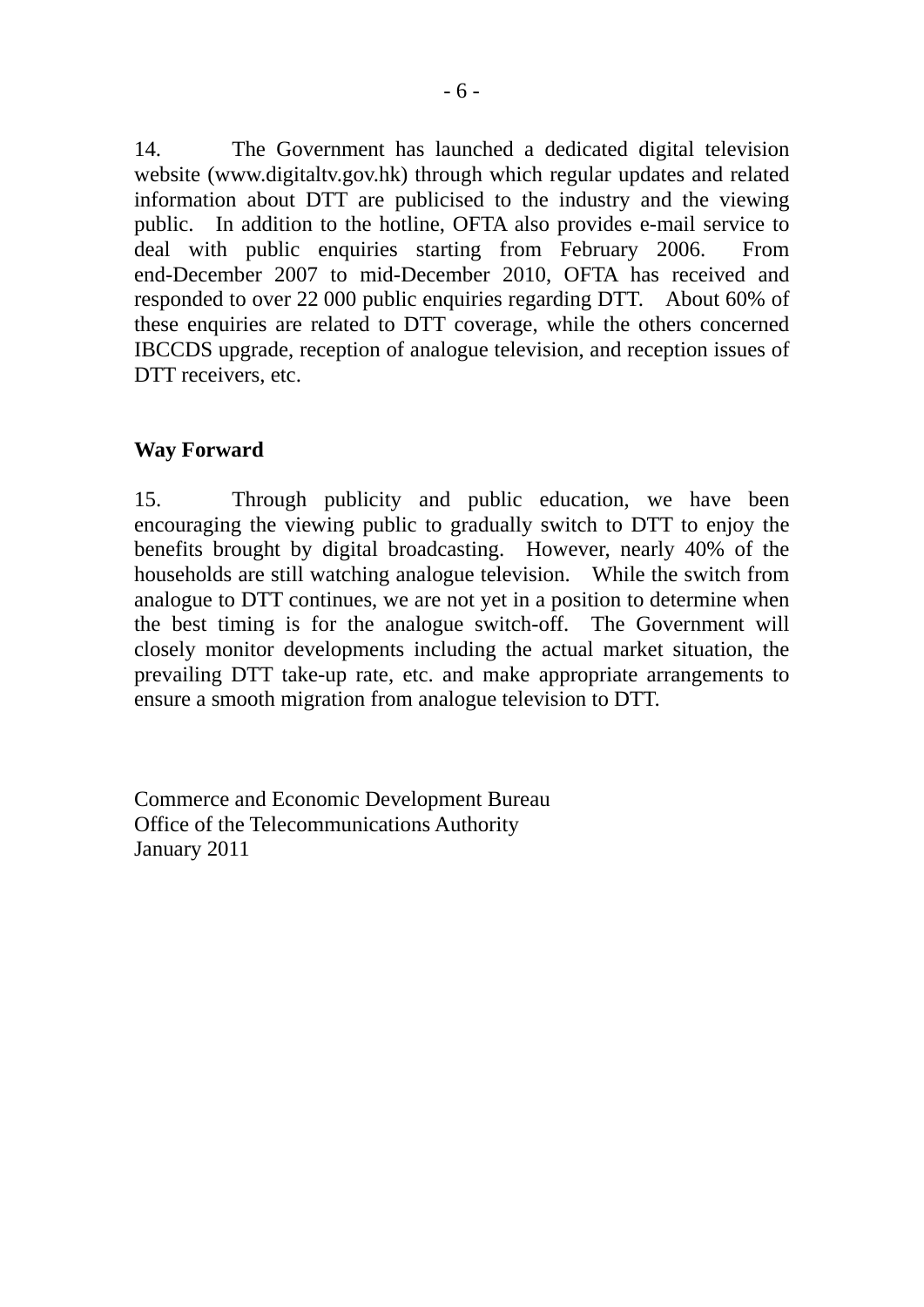14. The Government has launched a dedicated digital television website (www.digitaltv.gov.hk) through which regular updates and related information about DTT are publicised to the industry and the viewing public. In addition to the hotline, OFTA also provides e-mail service to deal with public enquiries starting from February 2006. From end-December 2007 to mid-December 2010, OFTA has received and responded to over 22 000 public enquiries regarding DTT. About 60% of these enquiries are related to DTT coverage, while the others concerned IBCCDS upgrade, reception of analogue television, and reception issues of DTT receivers, etc.

**Way Forward**

15. Through publicity and public education, we have been encouraging the viewing public to gradually switch to DTT to enjoy the benefits brought by digital broadcasting. However, nearly 40% of the households are still watching analogue television. While the switch from analogue to DTT continues, we are not yet in a position to determine when the best timing is for the analogue switch-off. The Government will closely monitor developments including the actual market situation, the prevailing DTT take-up rate, etc. and make appropriate arrangements to ensure a smooth migration from analogue television to DTT.

Commerce and Economic Development Bureau
Office of the Telecommunications Authority
January 2011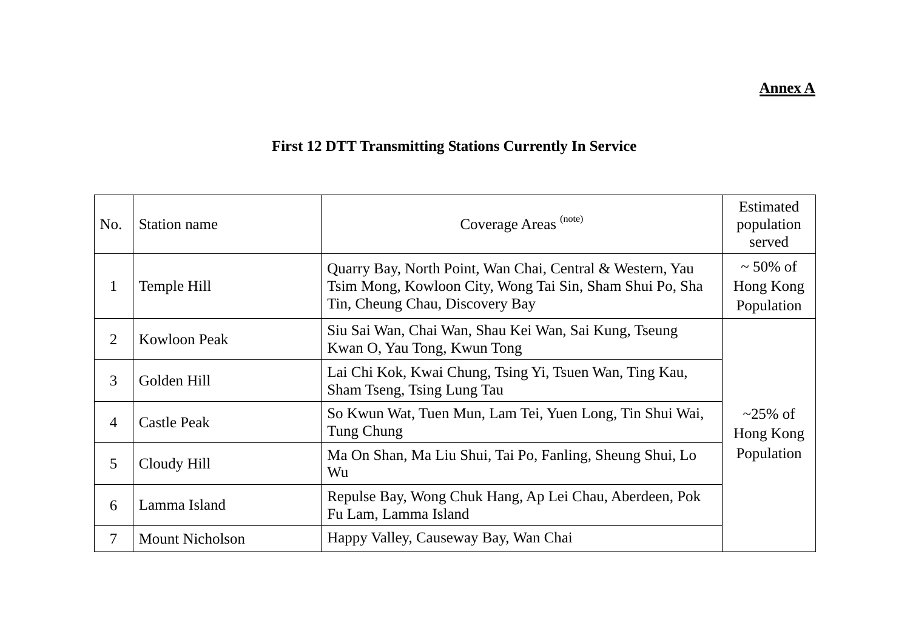**Annex A**

**First 12 DTT Transmitting Stations Currently In Service**

| No. | Station name | Coverage Areas (note) | Estimated population served |
|---|---|---|---|
| 1 | Temple Hill | Quarry Bay, North Point, Wan Chai, Central & Western, Yau Tsim Mong, Kowloon City, Wong Tai Sin, Sham Shui Po, Sha Tin, Cheung Chau, Discovery Bay | ~ 50% of Hong Kong Population |
| 2 | Kowloon Peak | Siu Sai Wan, Chai Wan, Shau Kei Wan, Sai Kung, Tseung Kwan O, Yau Tong, Kwun Tong | ~25% of Hong Kong Population |
| 3 | Golden Hill | Lai Chi Kok, Kwai Chung, Tsing Yi, Tsuen Wan, Ting Kau, Sham Tseng, Tsing Lung Tau | |
| 4 | Castle Peak | So Kwun Wat, Tuen Mun, Lam Tei, Yuen Long, Tin Shui Wai, Tung Chung | |
| 5 | Cloudy Hill | Ma On Shan, Ma Liu Shui, Tai Po, Fanling, Sheung Shui, Lo Wu | |
| 6 | Lamma Island | Repulse Bay, Wong Chuk Hang, Ap Lei Chau, Aberdeen, Pok Fu Lam, Lamma Island | |
| 7 | Mount Nicholson | Happy Valley, Causeway Bay, Wan Chai | |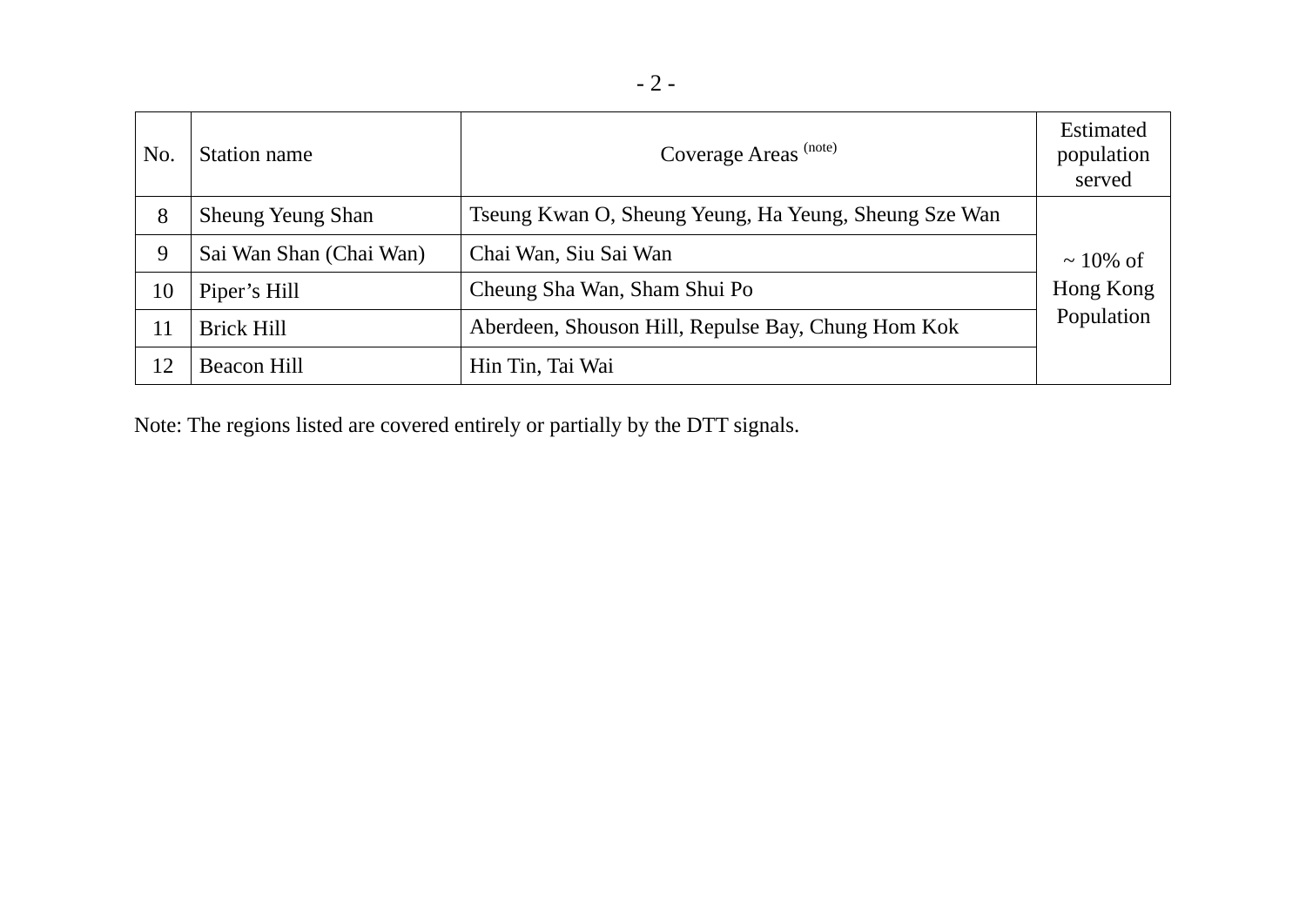| No. | Station name | Coverage Areas (note) | Estimated population served |
|---|---|---|---|
| 8 | Sheung Yeung Shan | Tseung Kwan O, Sheung Yeung, Ha Yeung, Sheung Sze Wan | ~ 10% of Hong Kong Population |
| 9 | Sai Wan Shan (Chai Wan) | Chai Wan, Siu Sai Wan | |
| 10 | Piper's Hill | Cheung Sha Wan, Sham Shui Po | |
| 11 | Brick Hill | Aberdeen, Shouson Hill, Repulse Bay, Chung Hom Kok | |
| 12 | Beacon Hill | Hin Tin, Tai Wai | |

Note: The regions listed are covered entirely or partially by the DTT signals.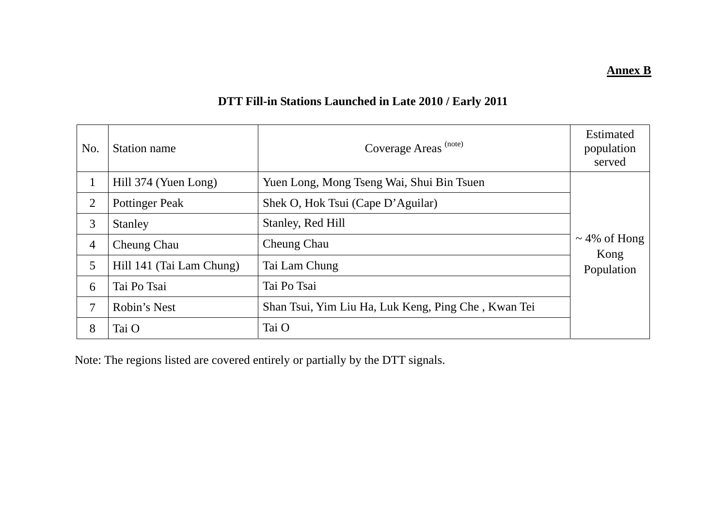**<u>Annex B</u>**

**DTT Fill-in Stations Launched in Late 2010 / Early 2011**

| No. | Station name | Coverage Areas [note] | Estimated population served |
|---|---|---|---|
| 1 | Hill 374 (Yuen Long) | Yuen Long, Mong Tseng Wai, Shui Bin Tsuen | ~ 4% of Hong Kong Population |
| 2 | Pottinger Peak | Shek O, Hok Tsui (Cape D'Aguilar) | |
| 3 | Stanley | Stanley, Red Hill | |
| 4 | Cheung Chau | Cheung Chau | |
| 5 | Hill 141 (Tai Lam Chung) | Tai Lam Chung | |
| 6 | Tai Po Tsai | Tai Po Tsai | |
| 7 | Robin's Nest | Shan Tsui, Yim Liu Ha, Luk Keng, Ping Che , Kwan Tei | |
| 8 | Tai O | Tai O | |

Note: The regions listed are covered entirely or partially by the DTT signals.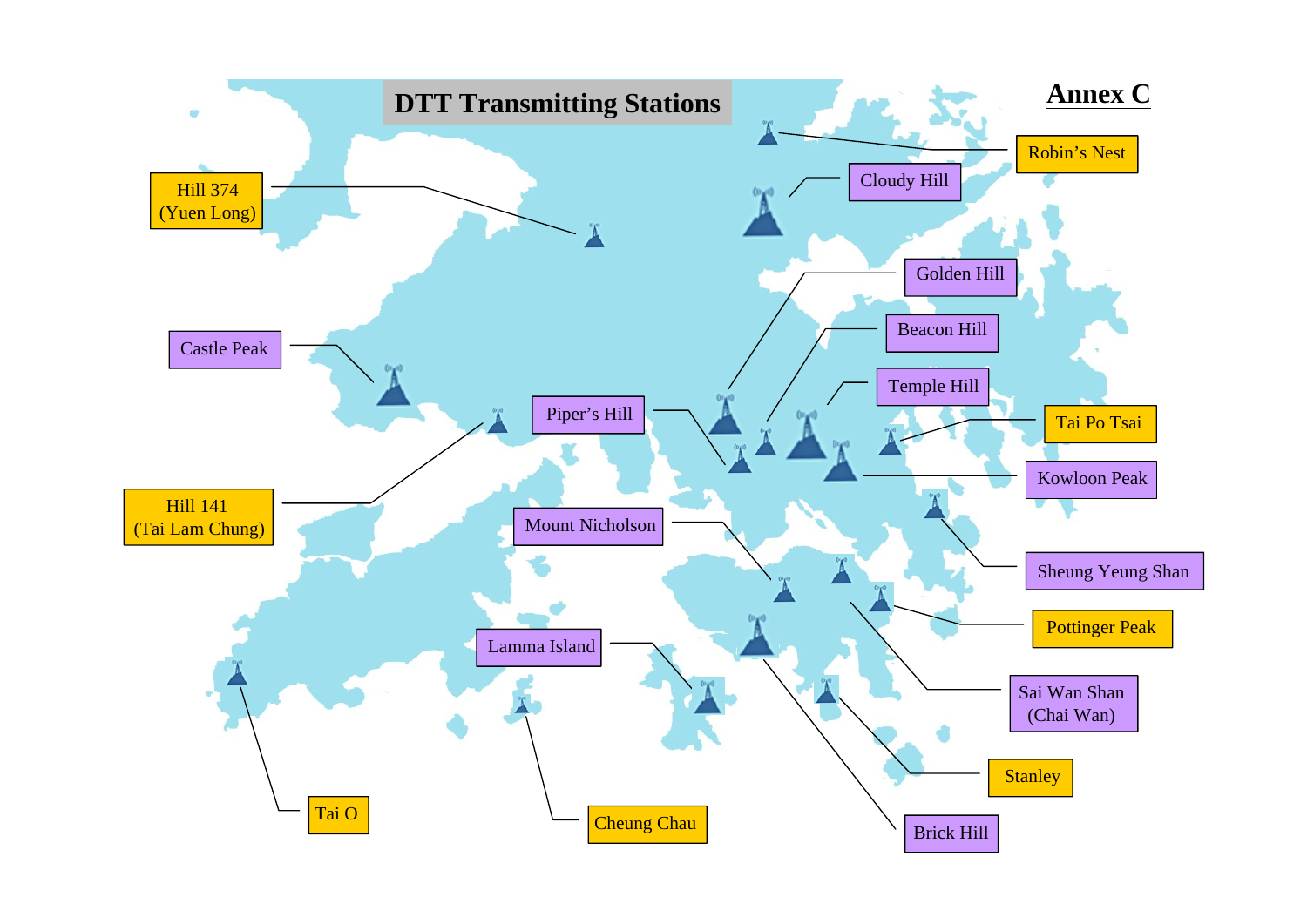**Annex C**

# DTT Transmitting Stations

Robin's Nest

Cloudy Hill

Hill 374 (Yuen Long)

Golden Hill

Beacon Hill

Castle Peak

Temple Hill

Piper's Hill

Tai Po Tsai

Kowloon Peak

Hill 141 (Tai Lam Chung)

Mount Nicholson

Sheung Yeung Shan

Pottinger Peak

Lamma Island

Sai Wan Shan (Chai Wan)

Stanley

Tai O

Cheung Chau

Brick Hill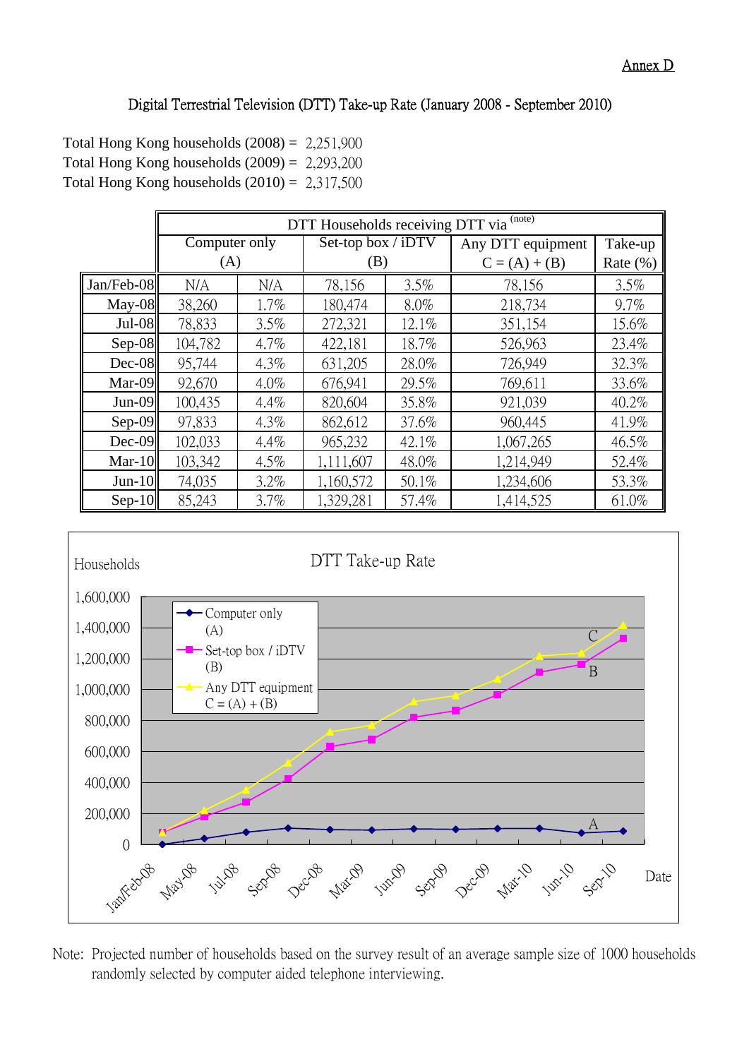Annex D

# Digital Terrestrial Television (DTT) Take-up Rate (January 2008 - September 2010)

Total Hong Kong households (2008) = 2,251,900
Total Hong Kong households (2009) = 2,293,200
Total Hong Kong households (2010) = 2,317,500

| | DTT Households receiving DTT via (note) | | | | | |
|---|---|---|---|---|---|---|
| | Computer only (A) | | Set-top box / iDTV (B) | | Any DTT equipment C = (A) + (B) | Take-up Rate (%) |
| Jan/Feb-08 | N/A | N/A | 78,156 | 3.5% | 78,156 | 3.5% |
| May-08 | 38,260 | 1.7% | 180,474 | 8.0% | 218,734 | 9.7% |
| Jul-08 | 78,833 | 3.5% | 272,321 | 12.1% | 351,154 | 15.6% |
| Sep-08 | 104,782 | 4.7% | 422,181 | 18.7% | 526,963 | 23.4% |
| Dec-08 | 95,744 | 4.3% | 631,205 | 28.0% | 726,949 | 32.3% |
| Mar-09 | 92,670 | 4.0% | 676,941 | 29.5% | 769,611 | 33.6% |
| Jun-09 | 100,435 | 4.4% | 820,604 | 35.8% | 921,039 | 40.2% |
| Sep-09 | 97,833 | 4.3% | 862,612 | 37.6% | 960,445 | 41.9% |
| Dec-09 | 102,033 | 4.4% | 965,232 | 42.1% | 1,067,265 | 46.5% |
| Mar-10 | 103,342 | 4.5% | 1,111,607 | 48.0% | 1,214,949 | 52.4% |
| Jun-10 | 74,035 | 3.2% | 1,160,572 | 50.1% | 1,234,606 | 53.3% |
| Sep-10 | 85,243 | 3.7% | 1,329,281 | 57.4% | 1,414,525 | 61.0% |

DTT Take-up Rate

Households

1,600,000
1,400,000
1,200,000
1,000,000
800,000
600,000
400,000
200,000
0

Computer only (A)
Set-top box / iDTV (B)
Any DTT equipment C = (A) + (B)

C
B
A

Jan/Feb-08, May-08, Jul-08, Sep-08, Dec-08, Mar-09, Jun-09, Sep-09, Dec-09, Mar-10, Jun-10, Sep-10

Date

Note: Projected number of households based on the survey result of an average sample size of 1000 households randomly selected by computer aided telephone interviewing.